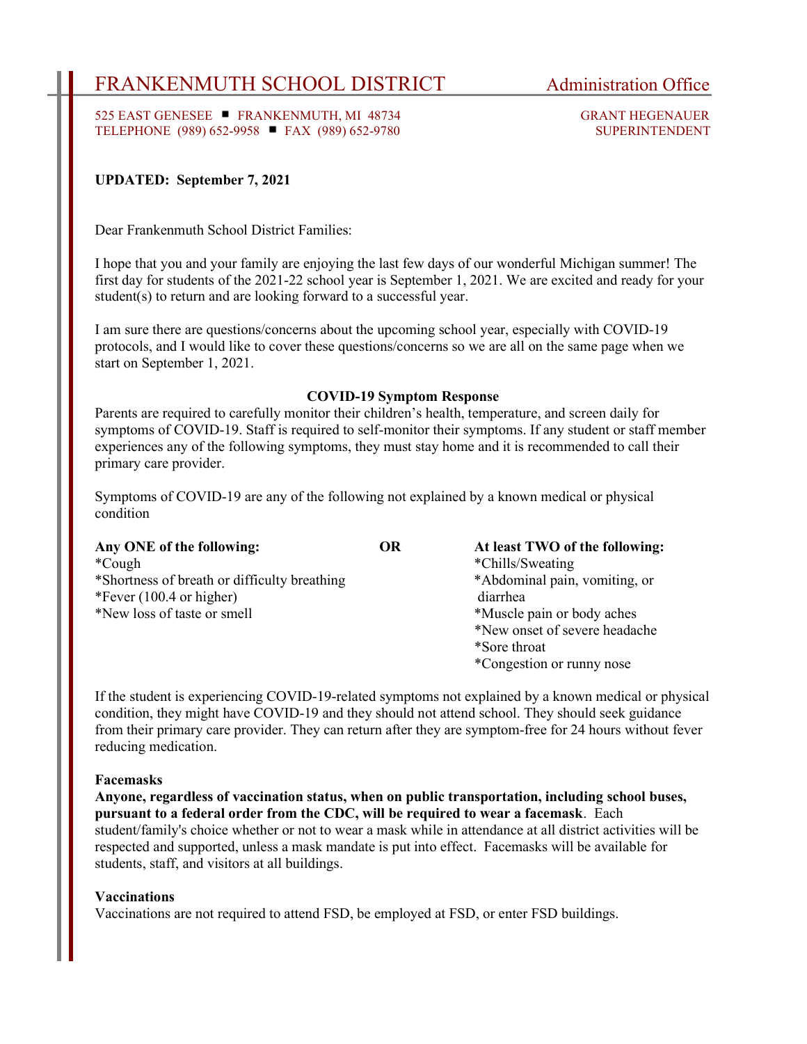# FRANKENMUTH SCHOOL DISTRICT — Administration Office

525 EAST GENESEE ■ FRANKENMUTH, MI 48734
TELEPHONE (989) 652-9958 ■ FAX (989) 652-9780

GRANT HEGENAUER
SUPERINTENDENT

**UPDATED: September 7, 2021**

Dear Frankenmuth School District Families:

I hope that you and your family are enjoying the last few days of our wonderful Michigan summer! The first day for students of the 2021-22 school year is September 1, 2021. We are excited and ready for your student(s) to return and are looking forward to a successful year.

I am sure there are questions/concerns about the upcoming school year, especially with COVID-19 protocols, and I would like to cover these questions/concerns so we are all on the same page when we start on September 1, 2021.

## COVID-19 Symptom Response

Parents are required to carefully monitor their children's health, temperature, and screen daily for symptoms of COVID-19. Staff is required to self-monitor their symptoms. If any student or staff member experiences any of the following symptoms, they must stay home and it is recommended to call their primary care provider.

Symptoms of COVID-19 are any of the following not explained by a known medical or physical condition

**Any ONE of the following:**
*Cough
*Shortness of breath or difficulty breathing
*Fever (100.4 or higher)
*New loss of taste or smell

**OR**

**At least TWO of the following:**
*Chills/Sweating
*Abdominal pain, vomiting, or diarrhea
*Muscle pain or body aches
*New onset of severe headache
*Sore throat
*Congestion or runny nose

If the student is experiencing COVID-19-related symptoms not explained by a known medical or physical condition, they might have COVID-19 and they should not attend school. They should seek guidance from their primary care provider. They can return after they are symptom-free for 24 hours without fever reducing medication.

### Facemasks

**Anyone, regardless of vaccination status, when on public transportation, including school buses, pursuant to a federal order from the CDC, will be required to wear a facemask**. Each student/family's choice whether or not to wear a mask while in attendance at all district activities will be respected and supported, unless a mask mandate is put into effect. Facemasks will be available for students, staff, and visitors at all buildings.

### Vaccinations

Vaccinations are not required to attend FSD, be employed at FSD, or enter FSD buildings.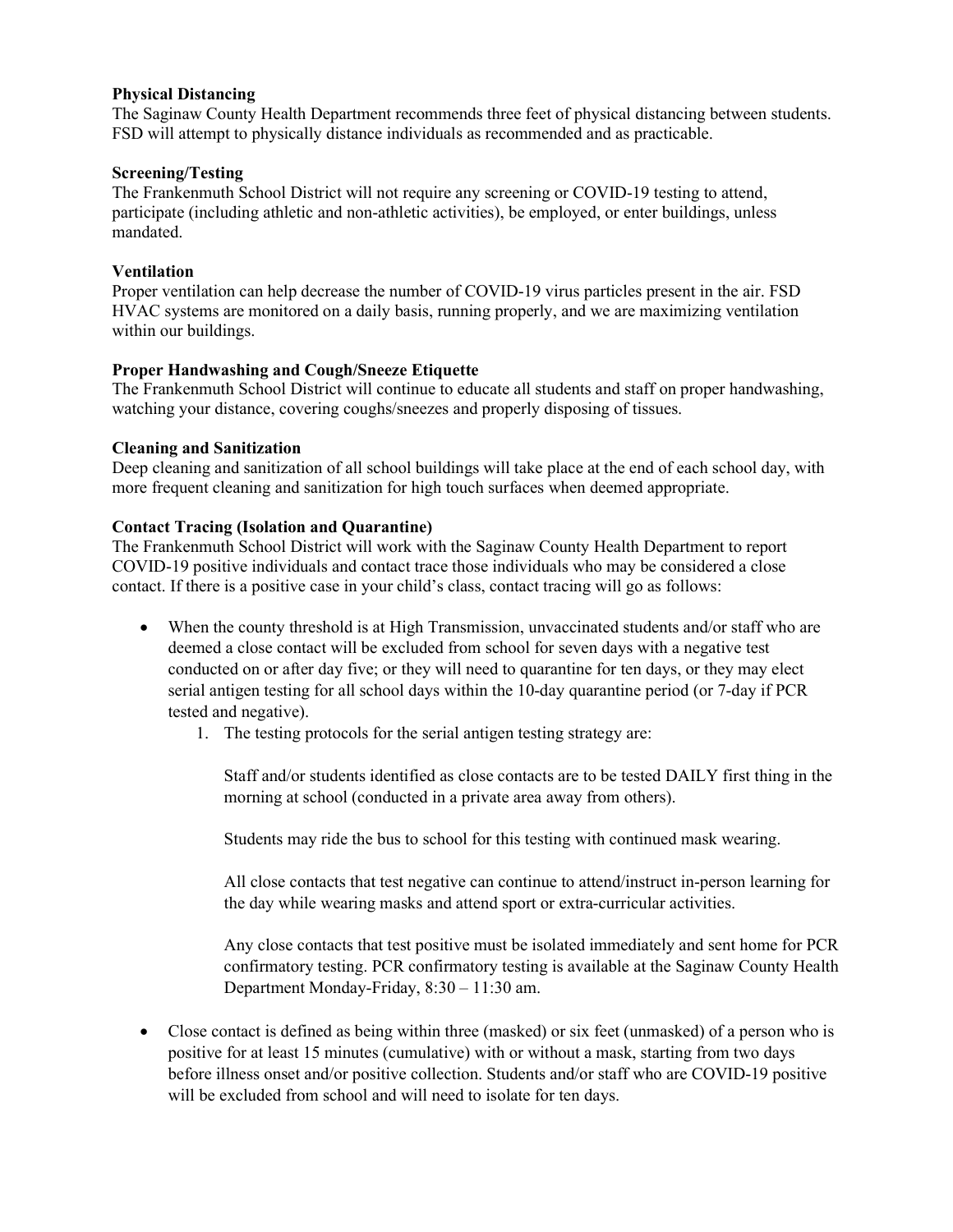**Physical Distancing**

The Saginaw County Health Department recommends three feet of physical distancing between students. FSD will attempt to physically distance individuals as recommended and as practicable.

**Screening/Testing**

The Frankenmuth School District will not require any screening or COVID-19 testing to attend, participate (including athletic and non-athletic activities), be employed, or enter buildings, unless mandated.

**Ventilation**

Proper ventilation can help decrease the number of COVID-19 virus particles present in the air. FSD HVAC systems are monitored on a daily basis, running properly, and we are maximizing ventilation within our buildings.

**Proper Handwashing and Cough/Sneeze Etiquette**

The Frankenmuth School District will continue to educate all students and staff on proper handwashing, watching your distance, covering coughs/sneezes and properly disposing of tissues.

**Cleaning and Sanitization**

Deep cleaning and sanitization of all school buildings will take place at the end of each school day, with more frequent cleaning and sanitization for high touch surfaces when deemed appropriate.

**Contact Tracing (Isolation and Quarantine)**

The Frankenmuth School District will work with the Saginaw County Health Department to report COVID-19 positive individuals and contact trace those individuals who may be considered a close contact. If there is a positive case in your child's class, contact tracing will go as follows:

- When the county threshold is at High Transmission, unvaccinated students and/or staff who are deemed a close contact will be excluded from school for seven days with a negative test conducted on or after day five; or they will need to quarantine for ten days, or they may elect serial antigen testing for all school days within the 10-day quarantine period (or 7-day if PCR tested and negative).
    1. The testing protocols for the serial antigen testing strategy are:

       Staff and/or students identified as close contacts are to be tested DAILY first thing in the morning at school (conducted in a private area away from others).

       Students may ride the bus to school for this testing with continued mask wearing.

       All close contacts that test negative can continue to attend/instruct in-person learning for the day while wearing masks and attend sport or extra-curricular activities.

       Any close contacts that test positive must be isolated immediately and sent home for PCR confirmatory testing. PCR confirmatory testing is available at the Saginaw County Health Department Monday-Friday, 8:30 – 11:30 am.

- Close contact is defined as being within three (masked) or six feet (unmasked) of a person who is positive for at least 15 minutes (cumulative) with or without a mask, starting from two days before illness onset and/or positive collection. Students and/or staff who are COVID-19 positive will be excluded from school and will need to isolate for ten days.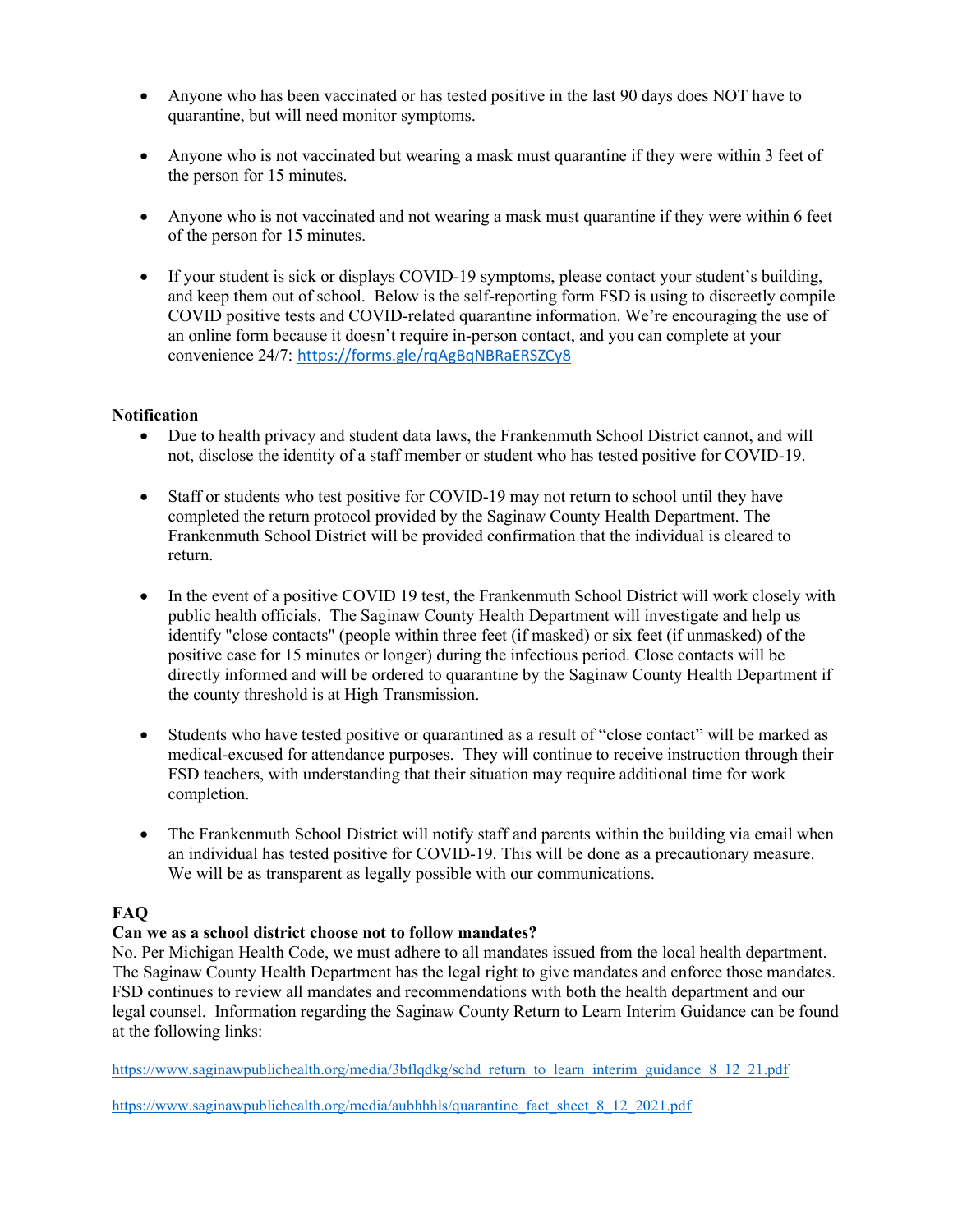- Anyone who has been vaccinated or has tested positive in the last 90 days does NOT have to quarantine, but will need monitor symptoms.

- Anyone who is not vaccinated but wearing a mask must quarantine if they were within 3 feet of the person for 15 minutes.

- Anyone who is not vaccinated and not wearing a mask must quarantine if they were within 6 feet of the person for 15 minutes.

- If your student is sick or displays COVID-19 symptoms, please contact your student's building, and keep them out of school. Below is the self-reporting form FSD is using to discreetly compile COVID positive tests and COVID-related quarantine information. We're encouraging the use of an online form because it doesn't require in-person contact, and you can complete at your convenience 24/7: https://forms.gle/rqAgBqNBRaERSZCy8

**Notification**

- Due to health privacy and student data laws, the Frankenmuth School District cannot, and will not, disclose the identity of a staff member or student who has tested positive for COVID-19.

- Staff or students who test positive for COVID-19 may not return to school until they have completed the return protocol provided by the Saginaw County Health Department. The Frankenmuth School District will be provided confirmation that the individual is cleared to return.

- In the event of a positive COVID 19 test, the Frankenmuth School District will work closely with public health officials. The Saginaw County Health Department will investigate and help us identify "close contacts" (people within three feet (if masked) or six feet (if unmasked) of the positive case for 15 minutes or longer) during the infectious period. Close contacts will be directly informed and will be ordered to quarantine by the Saginaw County Health Department if the county threshold is at High Transmission.

- Students who have tested positive or quarantined as a result of "close contact" will be marked as medical-excused for attendance purposes. They will continue to receive instruction through their FSD teachers, with understanding that their situation may require additional time for work completion.

- The Frankenmuth School District will notify staff and parents within the building via email when an individual has tested positive for COVID-19. This will be done as a precautionary measure. We will be as transparent as legally possible with our communications.

**FAQ**

**Can we as a school district choose not to follow mandates?**

No. Per Michigan Health Code, we must adhere to all mandates issued from the local health department. The Saginaw County Health Department has the legal right to give mandates and enforce those mandates. FSD continues to review all mandates and recommendations with both the health department and our legal counsel. Information regarding the Saginaw County Return to Learn Interim Guidance can be found at the following links:

https://www.saginawpublichealth.org/media/3bflqdkg/schd_return_to_learn_interim_guidance_8_12_21.pdf

https://www.saginawpublichealth.org/media/aubhhhls/quarantine_fact_sheet_8_12_2021.pdf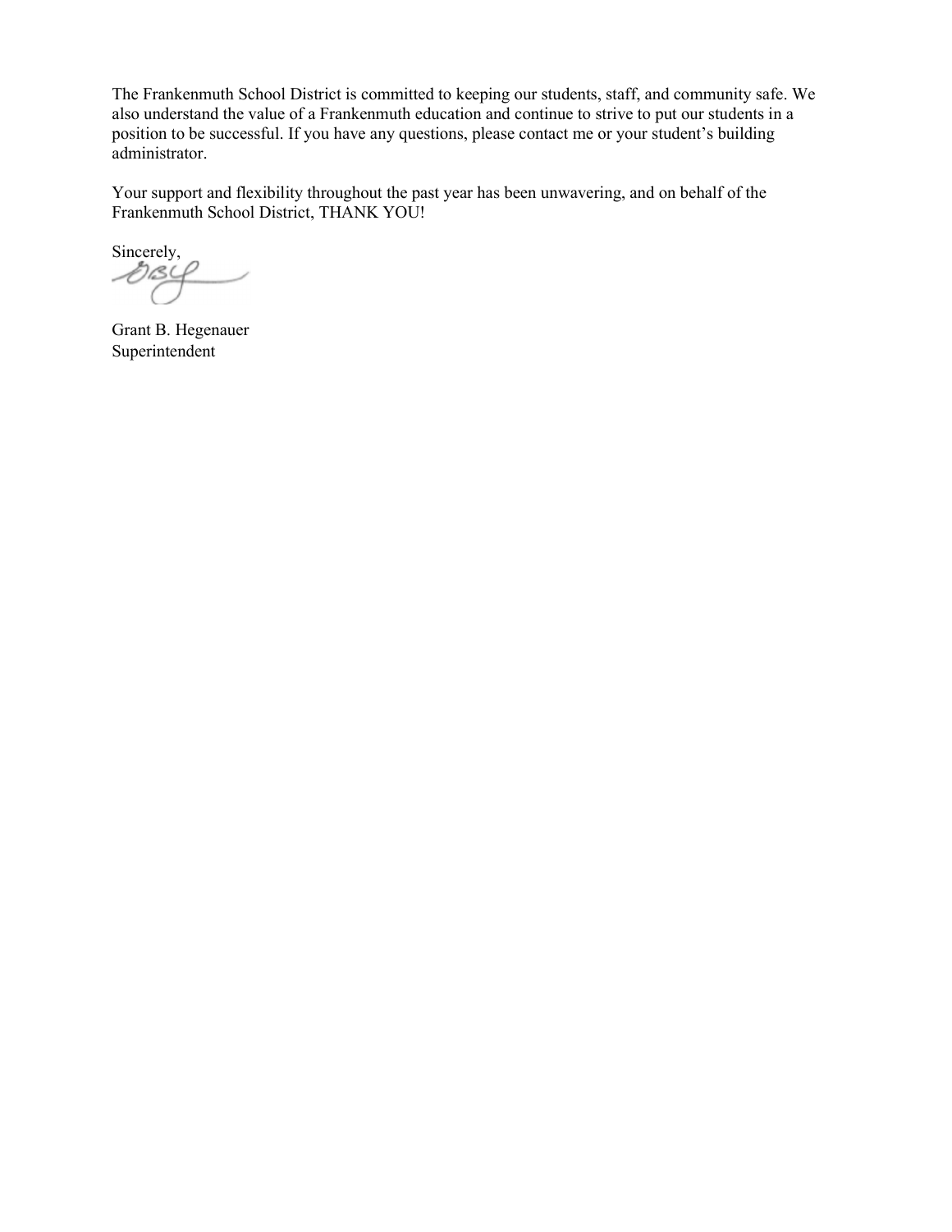The Frankenmuth School District is committed to keeping our students, staff, and community safe. We also understand the value of a Frankenmuth education and continue to strive to put our students in a position to be successful. If you have any questions, please contact me or your student's building administrator.

Your support and flexibility throughout the past year has been unwavering, and on behalf of the Frankenmuth School District, THANK YOU!

Sincerely,

Grant B. Hegenauer
Superintendent